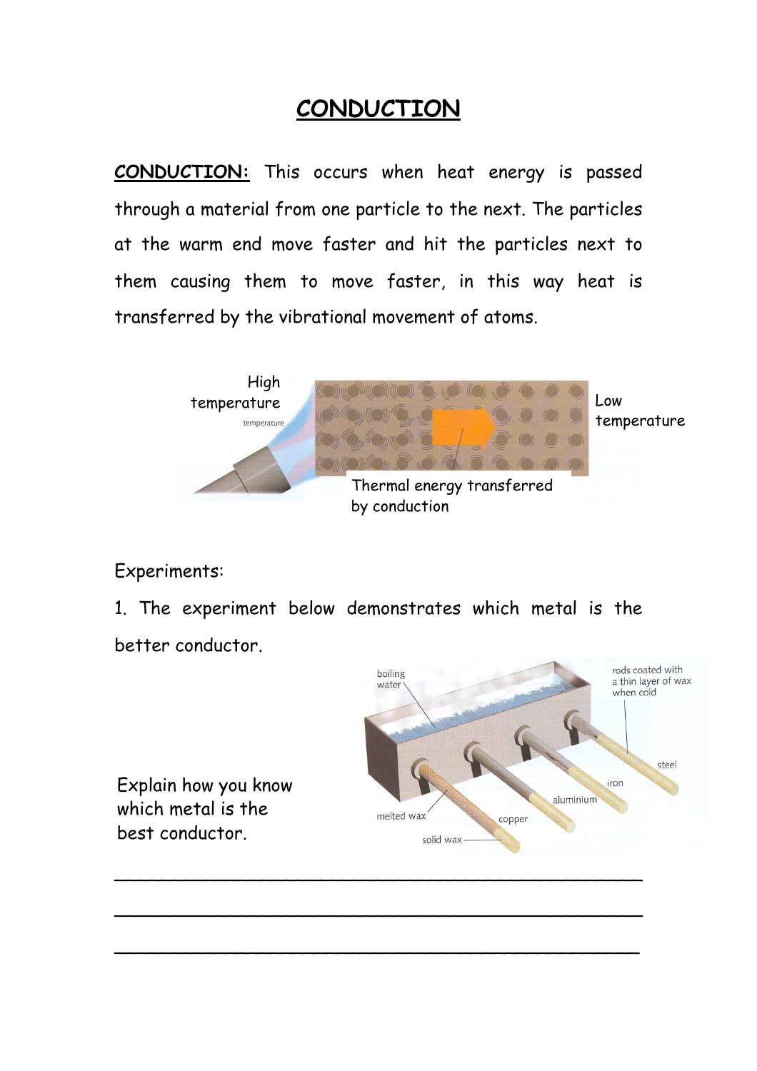# CONDUCTION

**CONDUCTION:** This occurs when heat energy is passed through a material from one particle to the next. The particles at the warm end move faster and hit the particles next to them causing them to move faster, in this way heat is transferred by the vibrational movement of atoms.

High temperature

Low temperature

Thermal energy transferred by conduction

Experiments:

1. The experiment below demonstrates which metal is the better conductor.

boiling water

rods coated with a thin layer of wax when cold

steel

iron

aluminium

copper

melted wax

solid wax

Explain how you know which metal is the best conductor.

\_\_\_\_\_\_\_\_\_\_\_\_\_\_\_\_\_\_\_\_\_\_\_\_\_\_\_\_\_\_\_\_\_\_\_\_\_\_\_\_\_\_\_\_

\_\_\_\_\_\_\_\_\_\_\_\_\_\_\_\_\_\_\_\_\_\_\_\_\_\_\_\_\_\_\_\_\_\_\_\_\_\_\_\_\_\_\_\_

\_\_\_\_\_\_\_\_\_\_\_\_\_\_\_\_\_\_\_\_\_\_\_\_\_\_\_\_\_\_\_\_\_\_\_\_\_\_\_\_\_\_\_\_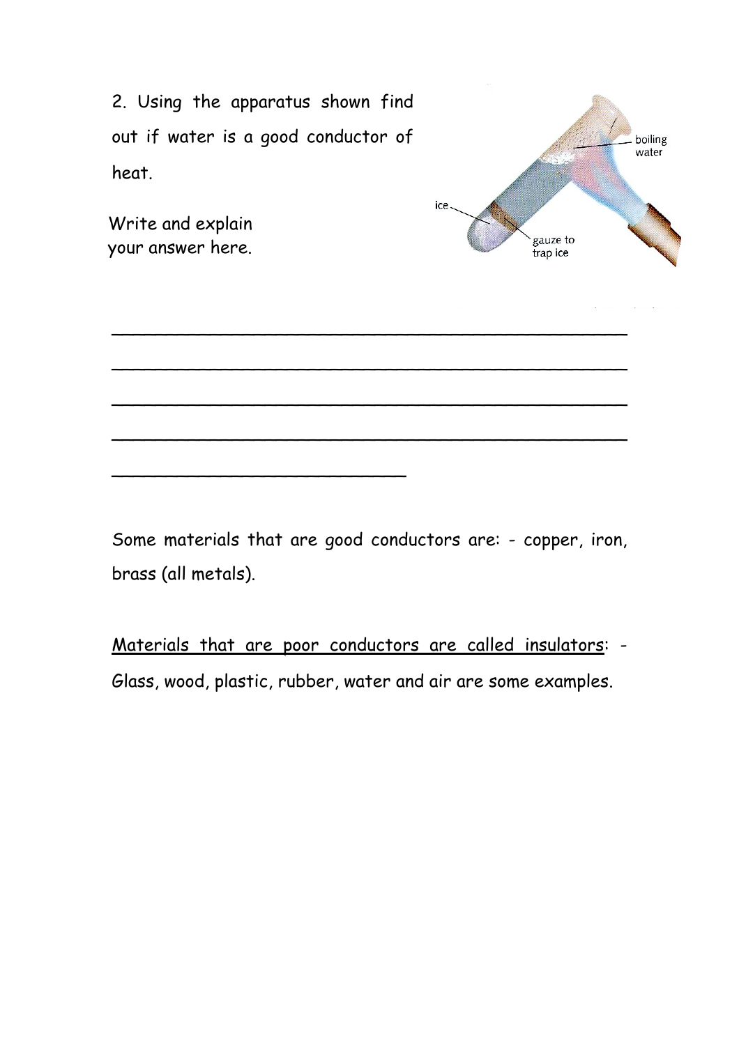2. Using the apparatus shown find out if water is a good conductor of heat.

Write and explain your answer here.

______________________________________________

______________________________________________

______________________________________________

______________________________________________

__________________________

Some materials that are good conductors are: - copper, iron, brass (all metals).

<u>Materials that are poor conductors are called insulators</u>: - Glass, wood, plastic, rubber, water and air are some examples.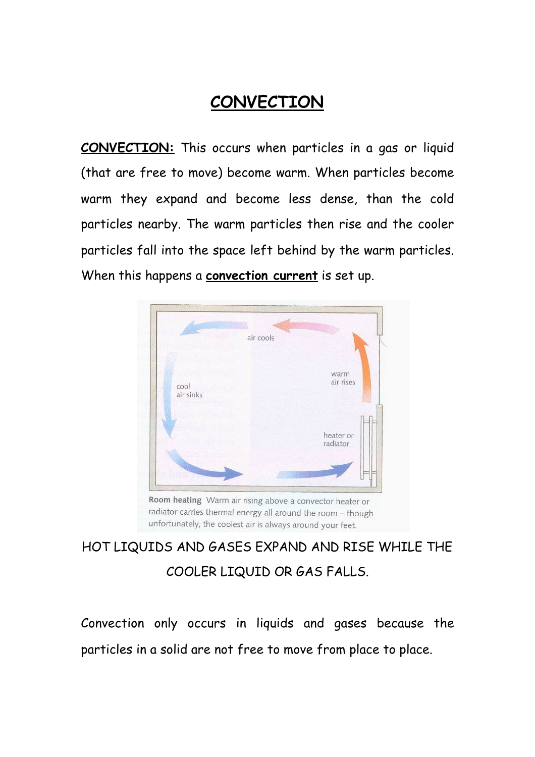# CONVECTION

**CONVECTION:** This occurs when particles in a gas or liquid (that are free to move) become warm. When particles become warm they expand and become less dense, than the cold particles nearby. The warm particles then rise and the cooler particles fall into the space left behind by the warm particles. When this happens a **convection current** is set up.

air cools

warm air rises

cool air sinks

heater or radiator

**Room heating** Warm air rising above a convector heater or radiator carries thermal energy all around the room – though unfortunately, the coolest air is always around your feet.

HOT LIQUIDS AND GASES EXPAND AND RISE WHILE THE COOLER LIQUID OR GAS FALLS.

Convection only occurs in liquids and gases because the particles in a solid are not free to move from place to place.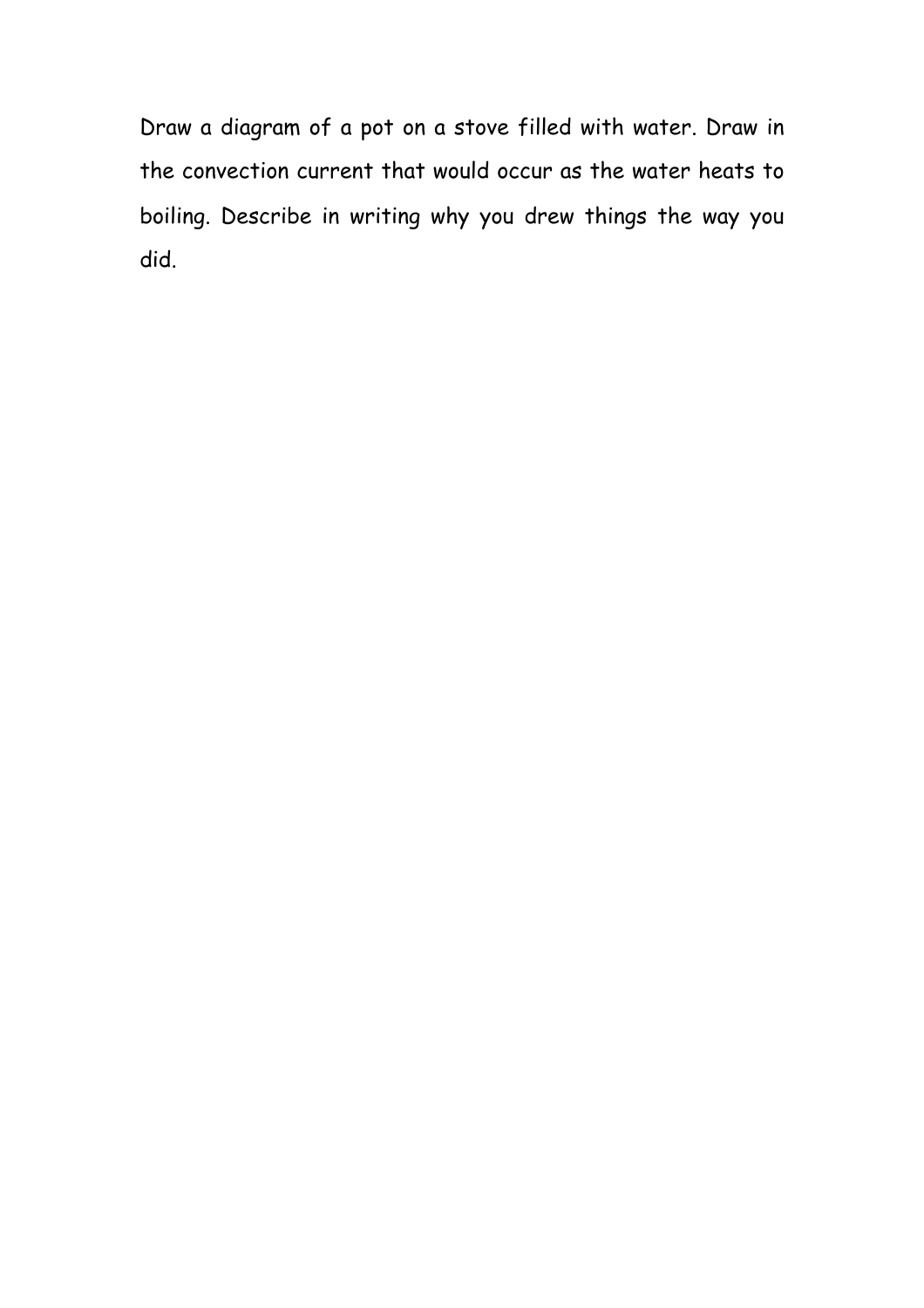Draw a diagram of a pot on a stove filled with water. Draw in the convection current that would occur as the water heats to boiling. Describe in writing why you drew things the way you did.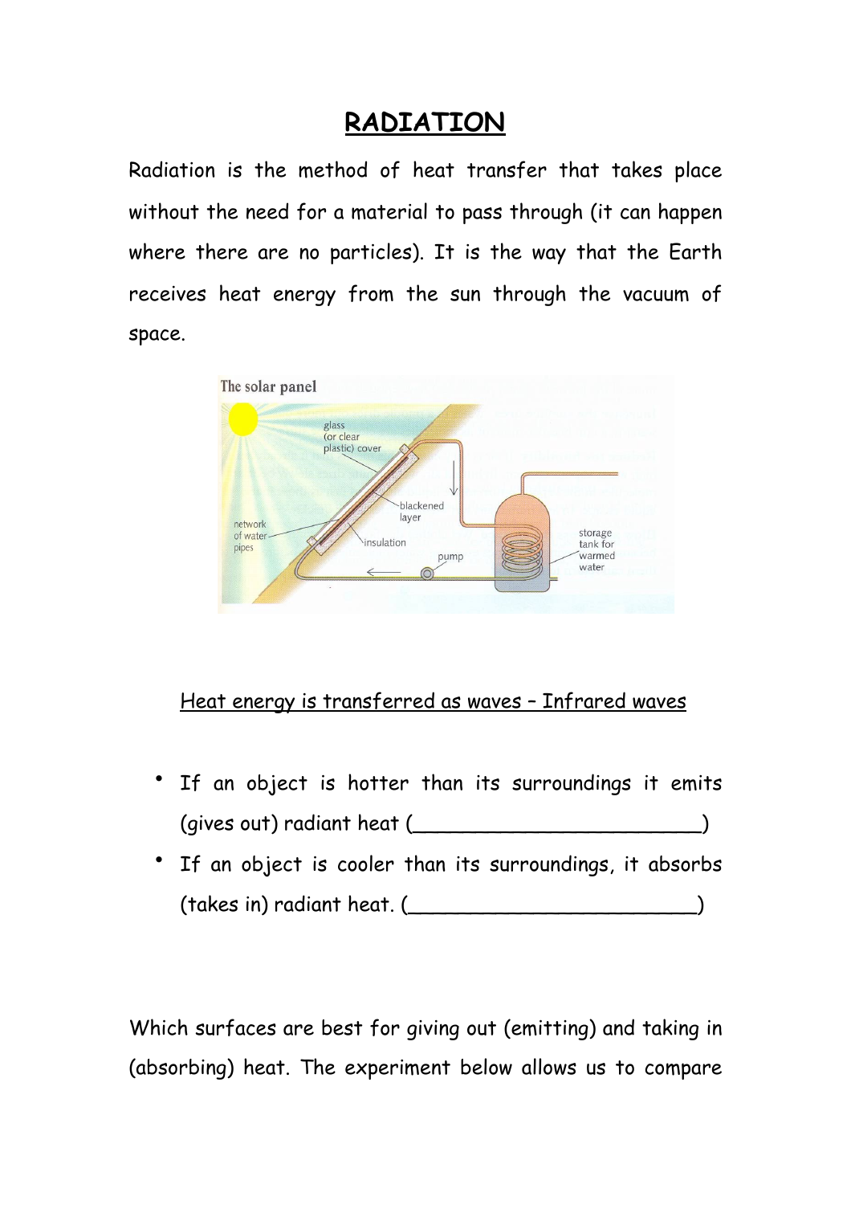# RADIATION

Radiation is the method of heat transfer that takes place without the need for a material to pass through (it can happen where there are no particles). It is the way that the Earth receives heat energy from the sun through the vacuum of space.

The solar panel

glass (or clear plastic) cover

blackened layer

network of water pipes

insulation

pump

storage tank for warmed water

<u>Heat energy is transferred as waves – Infrared waves</u>

- If an object is hotter than its surroundings it emits (gives out) radiant heat (________________________)
- If an object is cooler than its surroundings, it absorbs (takes in) radiant heat. (________________________)

Which surfaces are best for giving out (emitting) and taking in (absorbing) heat. The experiment below allows us to compare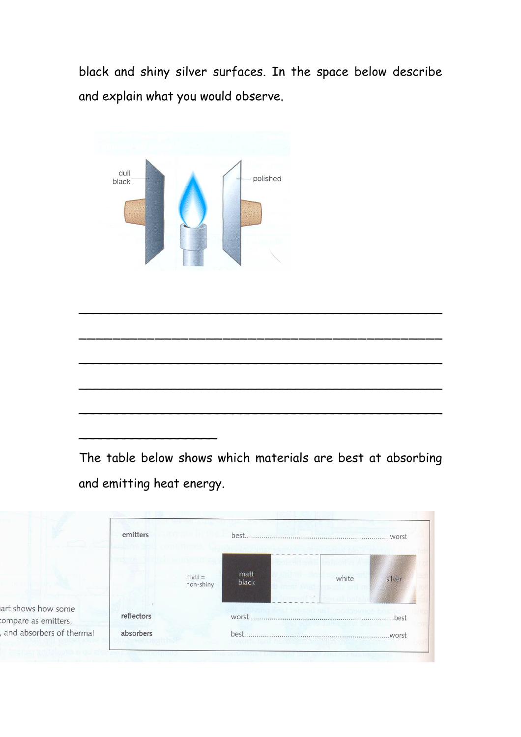black and shiny silver surfaces. In the space below describe and explain what you would observe.

dull black

polished

_______________________________________________

_______________________________________________

_______________________________________________

_______________________________________________

_______________________________________________

__________________

The table below shows which materials are best at absorbing and emitting heat energy.

art shows how some
compare as emitters,
, and absorbers of thermal

emitters

best.....................................................................worst

matt = non-shiny

matt black

white

silver

reflectors

worst.....................................................................best

absorbers

best.....................................................................worst